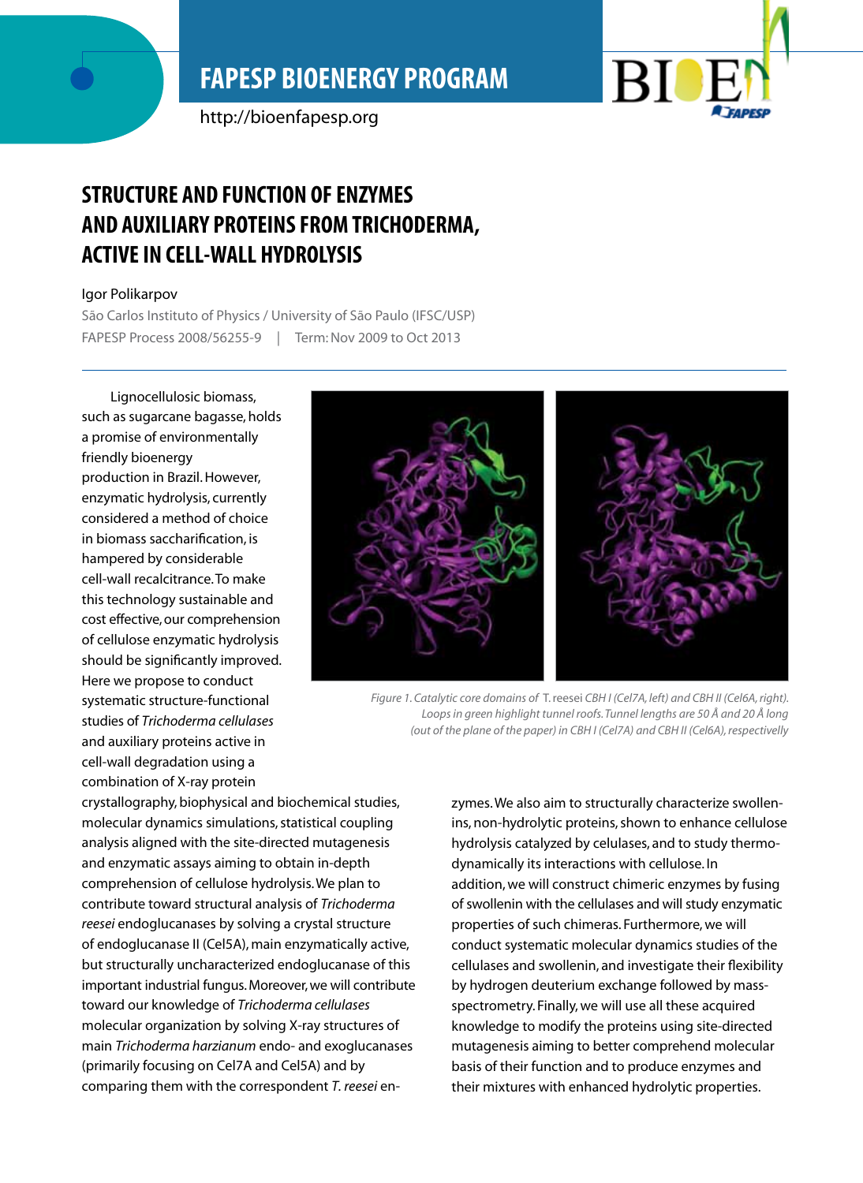# STRUCTURE AND FUNCTION OF ENZYMES AND AUXILIARY PROTEINS FROM TRICHODERMA, ACTIVE IN CELL-WALL HYDROLYSIS

Igor Polikarpov

São Carlos Instituto of Physics / University of São Paulo (IFSC/USP)

FAPESP Process 2008/56255-9 | Term: Nov 2009 to Oct 2013

Lignocellulosic biomass, such as sugarcane bagasse, holds a promise of environmentally friendly bioenergy production in Brazil. However, enzymatic hydrolysis, currently considered a method of choice in biomass saccharification, is hampered by considerable cell-wall recalcitrance. To make this technology sustainable and cost effective, our comprehension of cellulose enzymatic hydrolysis should be significantly improved. Here we propose to conduct systematic structure-functional studies of *Trichoderma cellulases* and auxiliary proteins active in cell-wall degradation using a combination of X-ray protein crystallography, biophysical and biochemical studies, molecular dynamics simulations, statistical coupling analysis aligned with the site-directed mutagenesis and enzymatic assays aiming to obtain in-depth comprehension of cellulose hydrolysis. We plan to contribute toward structural analysis of *Trichoderma reesei* endoglucanases by solving a crystal structure of endoglucanase II (Cel5A), main enzymatically active, but structurally uncharacterized endoglucanase of this important industrial fungus. Moreover, we will contribute toward our knowledge of *Trichoderma cellulases* molecular organization by solving X-ray structures of main *Trichoderma harzianum* endo- and exoglucanases (primarily focusing on Cel7A and Cel5A) and by comparing them with the correspondent *T. reesei* enzymes. We also aim to structurally characterize swollenins, non-hydrolytic proteins, shown to enhance cellulose hydrolysis catalyzed by celulases, and to study thermodynamically its interactions with cellulose. In addition, we will construct chimeric enzymes by fusing of swollenin with the cellulases and will study enzymatic properties of such chimeras. Furthermore, we will conduct systematic molecular dynamics studies of the cellulases and swollenin, and investigate their flexibility by hydrogen deuterium exchange followed by mass-spectrometry. Finally, we will use all these acquired knowledge to modify the proteins using site-directed mutagenesis aiming to better comprehend molecular basis of their function and to produce enzymes and their mixtures with enhanced hydrolytic properties.

*Figure 1. Catalytic core domains of* T. reesei *CBH I (Cel7A, left) and CBH II (Cel6A, right). Loops in green highlight tunnel roofs. Tunnel lengths are 50 Å and 20 Å long (out of the plane of the paper) in CBH I (Cel7A) and CBH II (Cel6A), respectively*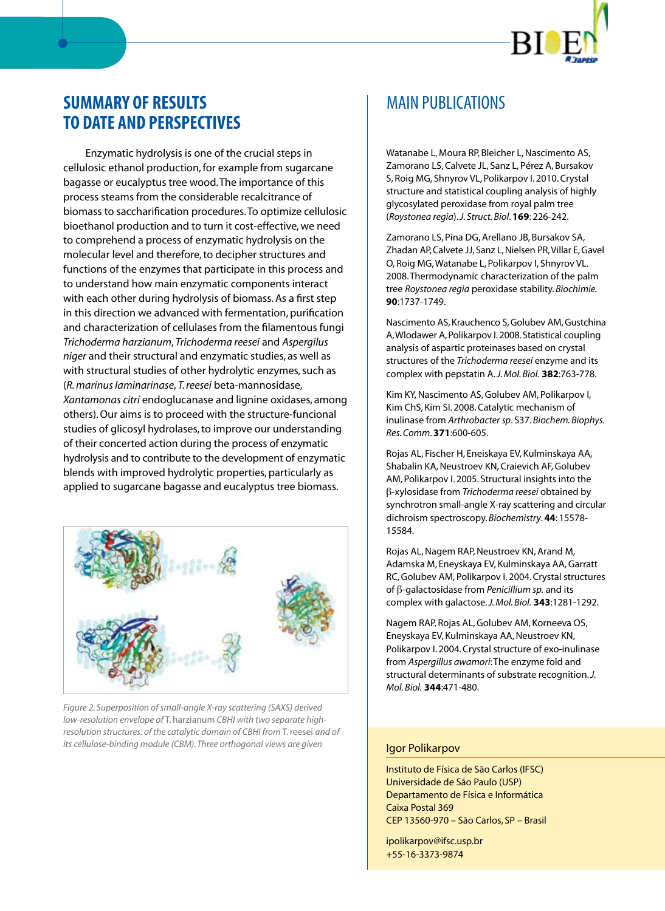## SUMMARY OF RESULTS TO DATE AND PERSPECTIVES

Enzymatic hydrolysis is one of the crucial steps in cellulosic ethanol production, for example from sugarcane bagasse or eucalyptus tree wood. The importance of this process steams from the considerable recalcitrance of biomass to saccharification procedures. To optimize cellulosic bioethanol production and to turn it cost-effective, we need to comprehend a process of enzymatic hydrolysis on the molecular level and therefore, to decipher structures and functions of the enzymes that participate in this process and to understand how main enzymatic components interact with each other during hydrolysis of biomass. As a first step in this direction we advanced with fermentation, purification and characterization of cellulases from the filamentous fungi *Trichoderma harzianum*, *Trichoderma reesei* and *Aspergilus niger* and their structural and enzymatic studies, as well as with structural studies of other hydrolytic enzymes, such as (*R. marinus laminarinase*, *T. reesei* beta-mannosidase, *Xantamonas citri* endoglucanase and lignine oxidases, among others). Our aims is to proceed with the structure-funcional studies of glicosyl hydrolases, to improve our understanding of their concerted action during the process of enzymatic hydrolysis and to contribute to the development of enzymatic blends with improved hydrolytic properties, particularly as applied to sugarcane bagasse and eucalyptus tree biomass.

*Figure 2. Superposition of small-angle X-ray scattering (SAXS) derived low-resolution envelope of* T. harzianum *CBHI with two separate high-resolution structures: of the catalytic domain of CBHI from* T. reesei *and of its cellulose-binding module (CBM). Three orthogonal views are given*

## MAIN PUBLICATIONS

Watanabe L, Moura RP, Bleicher L, Nascimento AS, Zamorano LS, Calvete JL, Sanz L, Pérez A, Bursakov S, Roig MG, Shnyrov VL, Polikarpov I. 2010. Crystal structure and statistical coupling analysis of highly glycosylated peroxidase from royal palm tree (*Roystonea regia*). *J. Struct. Biol.* **169**: 226-242.

Zamorano LS, Pina DG, Arellano JB, Bursakov SA, Zhadan AP, Calvete JJ, Sanz L, Nielsen PR, Villar E, Gavel O, Roig MG, Watanabe L, Polikarpov I, Shnyrov VL. 2008. Thermodynamic characterization of the palm tree *Roystonea regia* peroxidase stability. *Biochimie.* **90**:1737-1749.

Nascimento AS, Krauchenco S, Golubev AM, Gustchina A, Wlodawer A, Polikarpov I. 2008. Statistical coupling analysis of aspartic proteinases based on crystal structures of the *Trichoderma reesei* enzyme and its complex with pepstatin A. *J. Mol. Biol.* **382**:763-778.

Kim KY, Nascimento AS, Golubev AM, Polikarpov I, Kim ChS, Kim SI. 2008. Catalytic mechanism of inulinase from *Arthrobacter sp.* S37. *Biochem. Biophys. Res. Comm.* **371**:600-605.

Rojas AL, Fischer H, Eneiskaya EV, Kulminskaya AA, Shabalin KA, Neustroev KN, Craievich AF, Golubev AM, Polikarpov I. 2005. Structural insights into the β-xylosidase from *Trichoderma reesei* obtained by synchrotron small-angle X-ray scattering and circular dichroism spectroscopy. *Biochemistry*. **44**: 15578-15584.

Rojas AL, Nagem RAP, Neustroev KN, Arand M, Adamska M, Eneyskaya EV, Kulminskaya AA, Garratt RC, Golubev AM, Polikarpov I. 2004. Crystal structures of β-galactosidase from *Penicillium sp.* and its complex with galactose. *J. Mol. Biol.* **343**:1281-1292.

Nagem RAP, Rojas AL, Golubev AM, Korneeva OS, Eneyskaya EV, Kulminskaya AA, Neustroev KN, Polikarpov I. 2004. Crystal structure of exo-inulinase from *Aspergillus awamori*: The enzyme fold and structural determinants of substrate recognition. *J. Mol. Biol.* **344**:471-480.

**Igor Polikarpov**

Instituto de Física de São Carlos (IFSC)
Universidade de São Paulo (USP)
Departamento de Física e Informática
Caixa Postal 369
CEP 13560-970 – São Carlos, SP – Brasil

ipolikarpov@ifsc.usp.br
+55-16-3373-9874